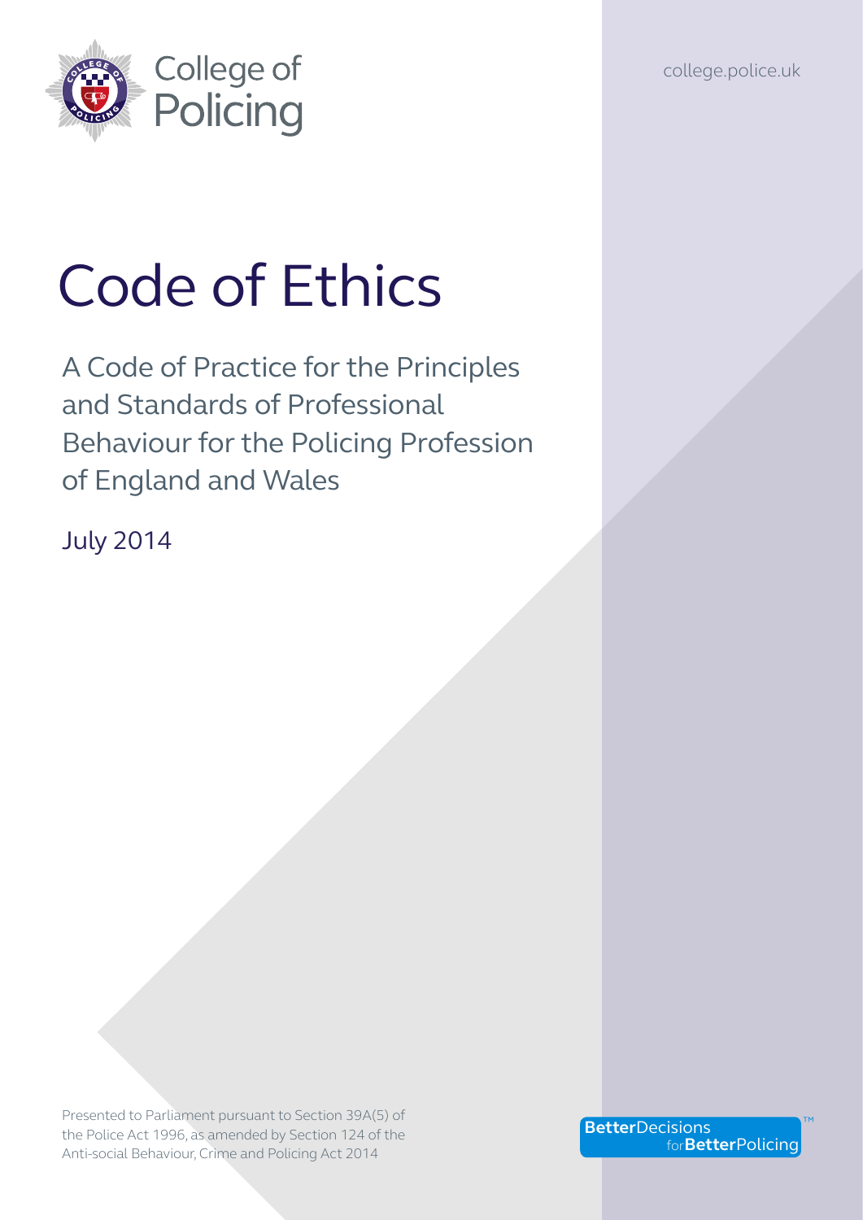College of Policing

college.police.uk

# Code of Ethics

## A Code of Practice for the Principles and Standards of Professional Behaviour for the Policing Profession of England and Wales

July 2014

Presented to Parliament pursuant to Section 39A(5) of the Police Act 1996, as amended by Section 124 of the Anti-social Behaviour, Crime and Policing Act 2014

**Better**Decisions for**Better**Policing™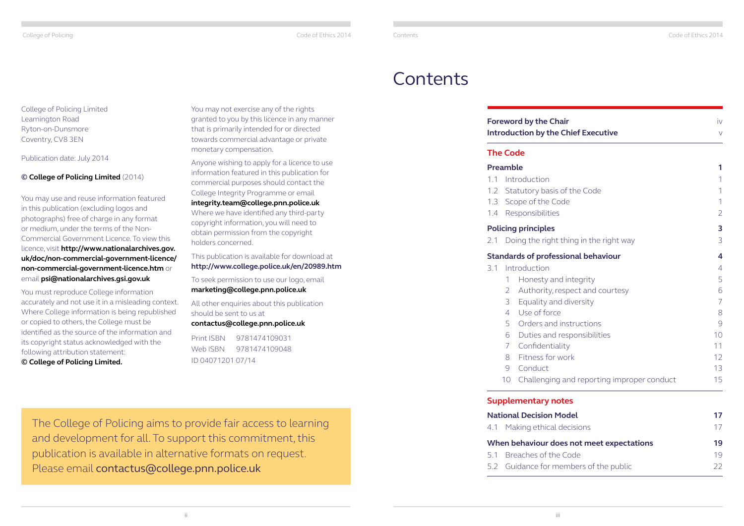College of Policing Limited
Leamington Road
Ryton-on-Dunsmore
Coventry, CV8 3EN

Publication date: July 2014

**© College of Policing Limited** (2014)

You may use and reuse information featured in this publication (excluding logos and photographs) free of charge in any format or medium, under the terms of the Non-Commercial Government Licence. To view this licence, visit **http://www.nationalarchives.gov.uk/doc/non-commercial-government-licence/non-commercial-government-licence.htm** or email **psi@nationalarchives.gsi.gov.uk**

You must reproduce College information accurately and not use it in a misleading context. Where College information is being republished or copied to others, the College must be identified as the source of the information and its copyright status acknowledged with the following attribution statement:
**© College of Policing Limited.**

You may not exercise any of the rights granted to you by this licence in any manner that is primarily intended for or directed towards commercial advantage or private monetary compensation.

Anyone wishing to apply for a licence to use information featured in this publication for commercial purposes should contact the College Integrity Programme or email **integrity.team@college.pnn.police.uk**
Where we have identified any third-party copyright information, you will need to obtain permission from the copyright holders concerned.

This publication is available for download at **http://www.college.police.uk/en/20989.htm**

To seek permission to use our logo, email **marketing@college.pnn.police.uk**

All other enquiries about this publication should be sent to us at **contactus@college.pnn.police.uk**

Print ISBN 9781474109031
Web ISBN 9781474109048
ID 04071201 07/14

The College of Policing aims to provide fair access to learning and development for all. To support this commitment, this publication is available in alternative formats on request. Please email contactus@college.pnn.police.uk

# Contents

| | |
|---|---|
| **Foreword by the Chair** | iv |
| **Introduction by the Chief Executive** | v |
| **The Code** | |
| **Preamble** | **1** |
| 1.1 Introduction | 1 |
| 1.2 Statutory basis of the Code | 1 |
| 1.3 Scope of the Code | 1 |
| 1.4 Responsibilities | 2 |
| **Policing principles** | **3** |
| 2.1 Doing the right thing in the right way | 3 |
| **Standards of professional behaviour** | **4** |
| 3.1 Introduction | 4 |
| 1 Honesty and integrity | 5 |
| 2 Authority, respect and courtesy | 6 |
| 3 Equality and diversity | 7 |
| 4 Use of force | 8 |
| 5 Orders and instructions | 9 |
| 6 Duties and responsibilities | 10 |
| 7 Confidentiality | 11 |
| 8 Fitness for work | 12 |
| 9 Conduct | 13 |
| 10 Challenging and reporting improper conduct | 15 |
| **Supplementary notes** | |
| **National Decision Model** | **17** |
| 4.1 Making ethical decisions | 17 |
| **When behaviour does not meet expectations** | **19** |
| 5.1 Breaches of the Code | 19 |
| 5.2 Guidance for members of the public | 22 |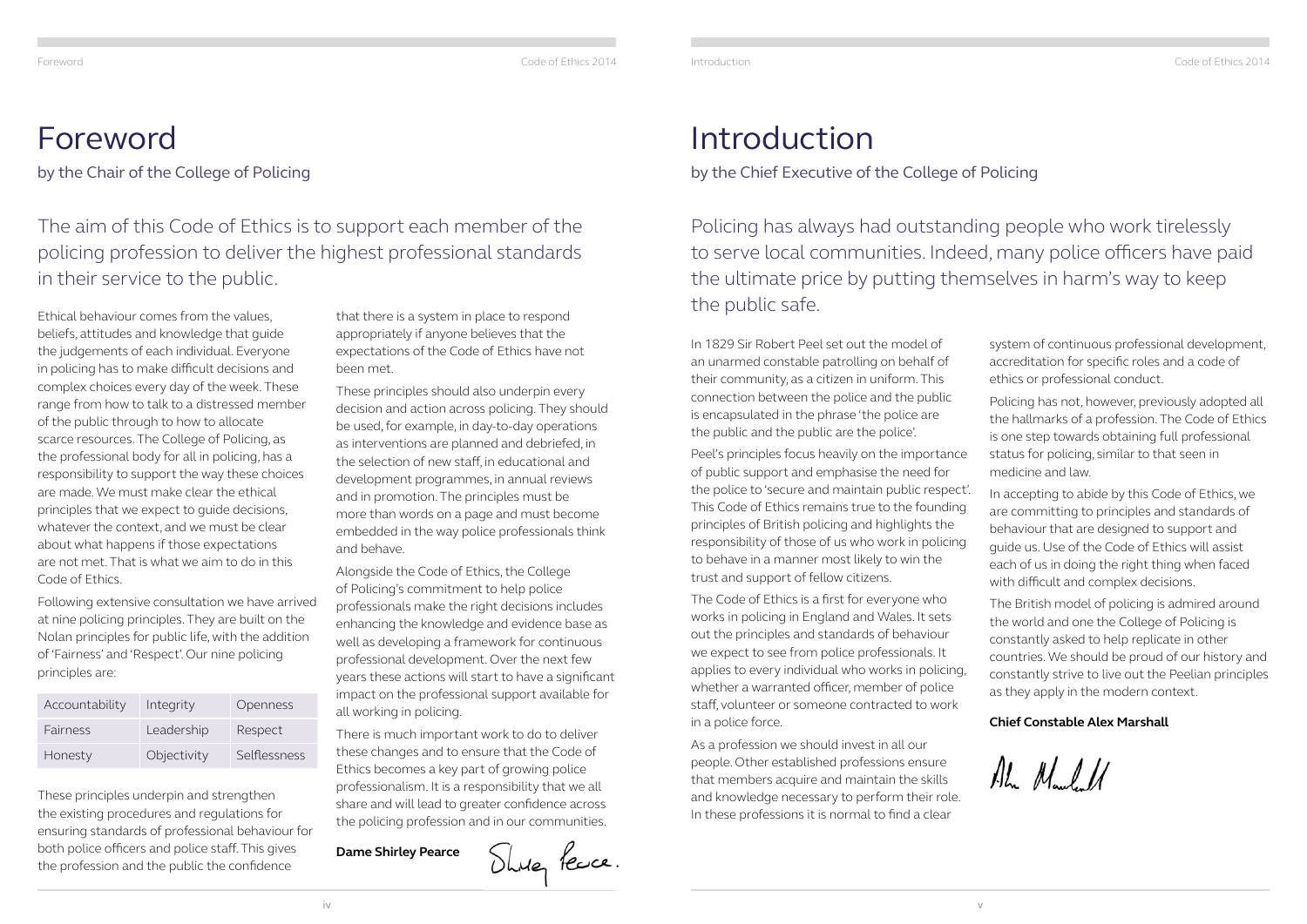# Foreword

by the Chair of the College of Policing

The aim of this Code of Ethics is to support each member of the policing profession to deliver the highest professional standards in their service to the public.

Ethical behaviour comes from the values, beliefs, attitudes and knowledge that guide the judgements of each individual. Everyone in policing has to make difficult decisions and complex choices every day of the week. These range from how to talk to a distressed member of the public through to how to allocate scarce resources. The College of Policing, as the professional body for all in policing, has a responsibility to support the way these choices are made. We must make clear the ethical principles that we expect to guide decisions, whatever the context, and we must be clear about what happens if those expectations are not met. That is what we aim to do in this Code of Ethics.

Following extensive consultation we have arrived at nine policing principles. They are built on the Nolan principles for public life, with the addition of 'Fairness' and 'Respect'. Our nine policing principles are:

| Accountability | Integrity | Openness |
| --- | --- | --- |
| Fairness | Leadership | Respect |
| Honesty | Objectivity | Selflessness |

These principles underpin and strengthen the existing procedures and regulations for ensuring standards of professional behaviour for both police officers and police staff. This gives the profession and the public the confidence that there is a system in place to respond appropriately if anyone believes that the expectations of the Code of Ethics have not been met.

These principles should also underpin every decision and action across policing. They should be used, for example, in day-to-day operations as interventions are planned and debriefed, in the selection of new staff, in educational and development programmes, in annual reviews and in promotion. The principles must be more than words on a page and must become embedded in the way police professionals think and behave.

Alongside the Code of Ethics, the College of Policing's commitment to help police professionals make the right decisions includes enhancing the knowledge and evidence base as well as developing a framework for continuous professional development. Over the next few years these actions will start to have a significant impact on the professional support available for all working in policing.

There is much important work to do to deliver these changes and to ensure that the Code of Ethics becomes a key part of growing police professionalism. It is a responsibility that we all share and will lead to greater confidence across the policing profession and in our communities.

**Dame Shirley Pearce**

# Introduction

by the Chief Executive of the College of Policing

Policing has always had outstanding people who work tirelessly to serve local communities. Indeed, many police officers have paid the ultimate price by putting themselves in harm's way to keep the public safe.

In 1829 Sir Robert Peel set out the model of an unarmed constable patrolling on behalf of their community, as a citizen in uniform. This connection between the police and the public is encapsulated in the phrase 'the police are the public and the public are the police'.

Peel's principles focus heavily on the importance of public support and emphasise the need for the police to 'secure and maintain public respect'. This Code of Ethics remains true to the founding principles of British policing and highlights the responsibility of those of us who work in policing to behave in a manner most likely to win the trust and support of fellow citizens.

The Code of Ethics is a first for everyone who works in policing in England and Wales. It sets out the principles and standards of behaviour we expect to see from police professionals. It applies to every individual who works in policing, whether a warranted officer, member of police staff, volunteer or someone contracted to work in a police force.

As a profession we should invest in all our people. Other established professions ensure that members acquire and maintain the skills and knowledge necessary to perform their role. In these professions it is normal to find a clear system of continuous professional development, accreditation for specific roles and a code of ethics or professional conduct.

Policing has not, however, previously adopted all the hallmarks of a profession. The Code of Ethics is one step towards obtaining full professional status for policing, similar to that seen in medicine and law.

In accepting to abide by this Code of Ethics, we are committing to principles and standards of behaviour that are designed to support and guide us. Use of the Code of Ethics will assist each of us in doing the right thing when faced with difficult and complex decisions.

The British model of policing is admired around the world and one the College of Policing is constantly asked to help replicate in other countries. We should be proud of our history and constantly strive to live out the Peelian principles as they apply in the modern context.

**Chief Constable Alex Marshall**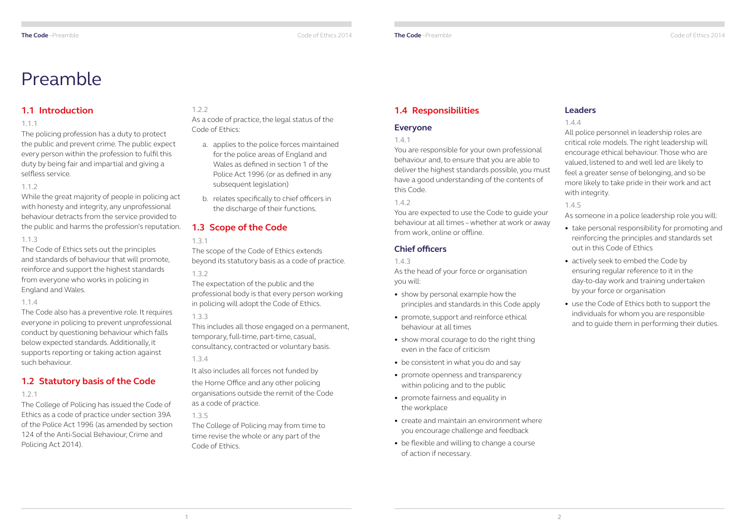# Preamble

## 1.1 Introduction

1.1.1

The policing profession has a duty to protect the public and prevent crime. The public expect every person within the profession to fulfil this duty by being fair and impartial and giving a selfless service.

1.1.2

While the great majority of people in policing act with honesty and integrity, any unprofessional behaviour detracts from the service provided to the public and harms the profession's reputation.

1.1.3

The Code of Ethics sets out the principles and standards of behaviour that will promote, reinforce and support the highest standards from everyone who works in policing in England and Wales.

1.1.4

The Code also has a preventive role. It requires everyone in policing to prevent unprofessional conduct by questioning behaviour which falls below expected standards. Additionally, it supports reporting or taking action against such behaviour.

## 1.2 Statutory basis of the Code

1.2.1

The College of Policing has issued the Code of Ethics as a code of practice under section 39A of the Police Act 1996 (as amended by section 124 of the Anti-Social Behaviour, Crime and Policing Act 2014).

1.2.2

As a code of practice, the legal status of the Code of Ethics:

a. applies to the police forces maintained for the police areas of England and Wales as defined in section 1 of the Police Act 1996 (or as defined in any subsequent legislation)

b. relates specifically to chief officers in the discharge of their functions.

## 1.3 Scope of the Code

1.3.1

The scope of the Code of Ethics extends beyond its statutory basis as a code of practice.

1.3.2

The expectation of the public and the professional body is that every person working in policing will adopt the Code of Ethics.

1.3.3

This includes all those engaged on a permanent, temporary, full-time, part-time, casual, consultancy, contracted or voluntary basis.

1.3.4

It also includes all forces not funded by the Home Office and any other policing organisations outside the remit of the Code as a code of practice.

1.3.5

The College of Policing may from time to time revise the whole or any part of the Code of Ethics.

## 1.4 Responsibilities

### Everyone

1.4.1

You are responsible for your own professional behaviour and, to ensure that you are able to deliver the highest standards possible, you must have a good understanding of the contents of this Code.

1.4.2

You are expected to use the Code to guide your behaviour at all times – whether at work or away from work, online or offline.

### Chief officers

1.4.3

As the head of your force or organisation you will:

- show by personal example how the principles and standards in this Code apply
- promote, support and reinforce ethical behaviour at all times
- show moral courage to do the right thing even in the face of criticism
- be consistent in what you do and say
- promote openness and transparency within policing and to the public
- promote fairness and equality in the workplace
- create and maintain an environment where you encourage challenge and feedback
- be flexible and willing to change a course of action if necessary.

### Leaders

1.4.4

All police personnel in leadership roles are critical role models. The right leadership will encourage ethical behaviour. Those who are valued, listened to and well led are likely to feel a greater sense of belonging, and so be more likely to take pride in their work and act with integrity.

1.4.5

As someone in a police leadership role you will:

- take personal responsibility for promoting and reinforcing the principles and standards set out in this Code of Ethics
- actively seek to embed the Code by ensuring regular reference to it in the day-to-day work and training undertaken by your force or organisation
- use the Code of Ethics both to support the individuals for whom you are responsible and to guide them in performing their duties.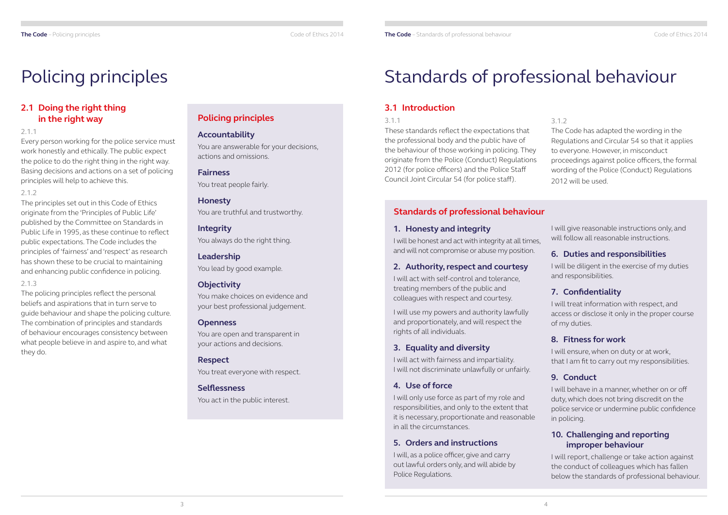# Policing principles

## 2.1 Doing the right thing in the right way

2.1.1

Every person working for the police service must work honestly and ethically. The public expect the police to do the right thing in the right way. Basing decisions and actions on a set of policing principles will help to achieve this.

2.1.2

The principles set out in this Code of Ethics originate from the 'Principles of Public Life' published by the Committee on Standards in Public Life in 1995, as these continue to reflect public expectations. The Code includes the principles of 'fairness' and 'respect' as research has shown these to be crucial to maintaining and enhancing public confidence in policing.

2.1.3

The policing principles reflect the personal beliefs and aspirations that in turn serve to guide behaviour and shape the policing culture. The combination of principles and standards of behaviour encourages consistency between what people believe in and aspire to, and what they do.

### Policing principles

**Accountability**
You are answerable for your decisions, actions and omissions.

**Fairness**
You treat people fairly.

**Honesty**
You are truthful and trustworthy.

**Integrity**
You always do the right thing.

**Leadership**
You lead by good example.

**Objectivity**
You make choices on evidence and your best professional judgement.

**Openness**
You are open and transparent in your actions and decisions.

**Respect**
You treat everyone with respect.

**Selflessness**
You act in the public interest.

# Standards of professional behaviour

## 3.1 Introduction

3.1.1

These standards reflect the expectations that the professional body and the public have of the behaviour of those working in policing. They originate from the Police (Conduct) Regulations 2012 (for police officers) and the Police Staff Council Joint Circular 54 (for police staff).

3.1.2

The Code has adapted the wording in the Regulations and Circular 54 so that it applies to everyone. However, in misconduct proceedings against police officers, the formal wording of the Police (Conduct) Regulations 2012 will be used.

### Standards of professional behaviour

**1. Honesty and integrity**

I will be honest and act with integrity at all times, and will not compromise or abuse my position.

**2. Authority, respect and courtesy**

I will act with self-control and tolerance, treating members of the public and colleagues with respect and courtesy.

I will use my powers and authority lawfully and proportionately, and will respect the rights of all individuals.

**3. Equality and diversity**

I will act with fairness and impartiality. I will not discriminate unlawfully or unfairly.

**4. Use of force**

I will only use force as part of my role and responsibilities, and only to the extent that it is necessary, proportionate and reasonable in all the circumstances.

**5. Orders and instructions**

I will, as a police officer, give and carry out lawful orders only, and will abide by Police Regulations.

I will give reasonable instructions only, and will follow all reasonable instructions.

**6. Duties and responsibilities**

I will be diligent in the exercise of my duties and responsibilities.

**7. Confidentiality**

I will treat information with respect, and access or disclose it only in the proper course of my duties.

**8. Fitness for work**

I will ensure, when on duty or at work, that I am fit to carry out my responsibilities.

**9. Conduct**

I will behave in a manner, whether on or off duty, which does not bring discredit on the police service or undermine public confidence in policing.

**10. Challenging and reporting improper behaviour**

I will report, challenge or take action against the conduct of colleagues which has fallen below the standards of professional behaviour.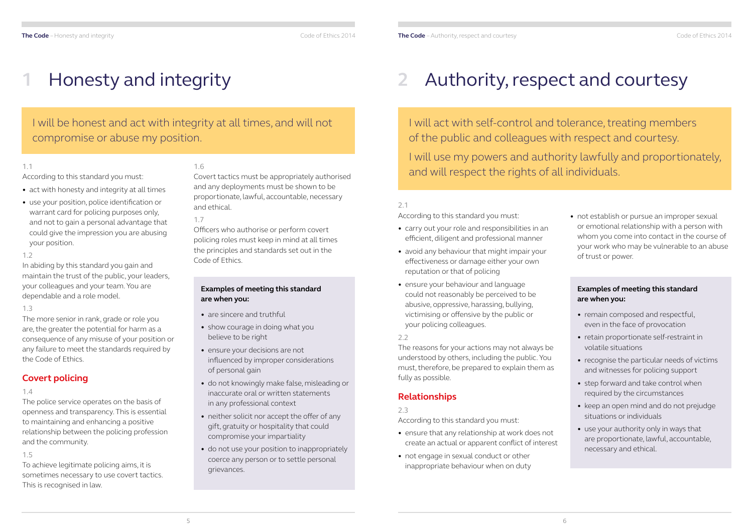# 1 Honesty and integrity

I will be honest and act with integrity at all times, and will not compromise or abuse my position.

1.1

According to this standard you must:

- act with honesty and integrity at all times
- use your position, police identification or warrant card for policing purposes only, and not to gain a personal advantage that could give the impression you are abusing your position.

1.2

In abiding by this standard you gain and maintain the trust of the public, your leaders, your colleagues and your team. You are dependable and a role model.

1.3

The more senior in rank, grade or role you are, the greater the potential for harm as a consequence of any misuse of your position or any failure to meet the standards required by the Code of Ethics.

## Covert policing

1.4

The police service operates on the basis of openness and transparency. This is essential to maintaining and enhancing a positive relationship between the policing profession and the community.

1.5

To achieve legitimate policing aims, it is sometimes necessary to use covert tactics. This is recognised in law.

1.6

Covert tactics must be appropriately authorised and any deployments must be shown to be proportionate, lawful, accountable, necessary and ethical.

1.7

Officers who authorise or perform covert policing roles must keep in mind at all times the principles and standards set out in the Code of Ethics.

**Examples of meeting this standard are when you:**

- are sincere and truthful
- show courage in doing what you believe to be right
- ensure your decisions are not influenced by improper considerations of personal gain
- do not knowingly make false, misleading or inaccurate oral or written statements in any professional context
- neither solicit nor accept the offer of any gift, gratuity or hospitality that could compromise your impartiality
- do not use your position to inappropriately coerce any person or to settle personal grievances.

# 2 Authority, respect and courtesy

I will act with self-control and tolerance, treating members of the public and colleagues with respect and courtesy.

I will use my powers and authority lawfully and proportionately, and will respect the rights of all individuals.

2.1

According to this standard you must:

- carry out your role and responsibilities in an efficient, diligent and professional manner
- avoid any behaviour that might impair your effectiveness or damage either your own reputation or that of policing
- ensure your behaviour and language could not reasonably be perceived to be abusive, oppressive, harassing, bullying, victimising or offensive by the public or your policing colleagues.

2.2

The reasons for your actions may not always be understood by others, including the public. You must, therefore, be prepared to explain them as fully as possible.

## Relationships

2.3

According to this standard you must:

- ensure that any relationship at work does not create an actual or apparent conflict of interest
- not engage in sexual conduct or other inappropriate behaviour when on duty
- not establish or pursue an improper sexual or emotional relationship with a person with whom you come into contact in the course of your work who may be vulnerable to an abuse of trust or power.

**Examples of meeting this standard are when you:**

- remain composed and respectful, even in the face of provocation
- retain proportionate self-restraint in volatile situations
- recognise the particular needs of victims and witnesses for policing support
- step forward and take control when required by the circumstances
- keep an open mind and do not prejudge situations or individuals
- use your authority only in ways that are proportionate, lawful, accountable, necessary and ethical.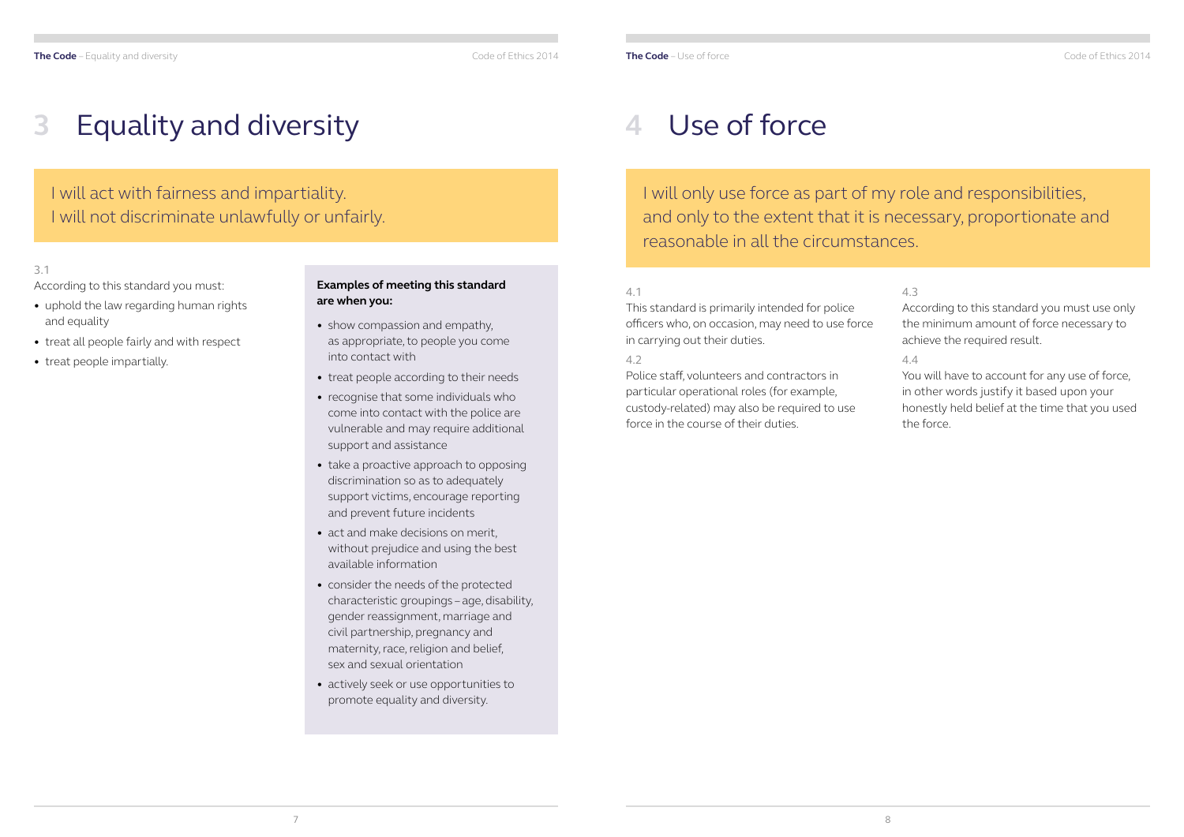# 3 Equality and diversity

I will act with fairness and impartiality.
I will not discriminate unlawfully or unfairly.

3.1

According to this standard you must:

- uphold the law regarding human rights and equality
- treat all people fairly and with respect
- treat people impartially.

**Examples of meeting this standard are when you:**

- show compassion and empathy, as appropriate, to people you come into contact with
- treat people according to their needs
- recognise that some individuals who come into contact with the police are vulnerable and may require additional support and assistance
- take a proactive approach to opposing discrimination so as to adequately support victims, encourage reporting and prevent future incidents
- act and make decisions on merit, without prejudice and using the best available information
- consider the needs of the protected characteristic groupings – age, disability, gender reassignment, marriage and civil partnership, pregnancy and maternity, race, religion and belief, sex and sexual orientation
- actively seek or use opportunities to promote equality and diversity.

# 4 Use of force

I will only use force as part of my role and responsibilities, and only to the extent that it is necessary, proportionate and reasonable in all the circumstances.

4.1

This standard is primarily intended for police officers who, on occasion, may need to use force in carrying out their duties.

4.2

Police staff, volunteers and contractors in particular operational roles (for example, custody-related) may also be required to use force in the course of their duties.

4.3

According to this standard you must use only the minimum amount of force necessary to achieve the required result.

4.4

You will have to account for any use of force, in other words justify it based upon your honestly held belief at the time that you used the force.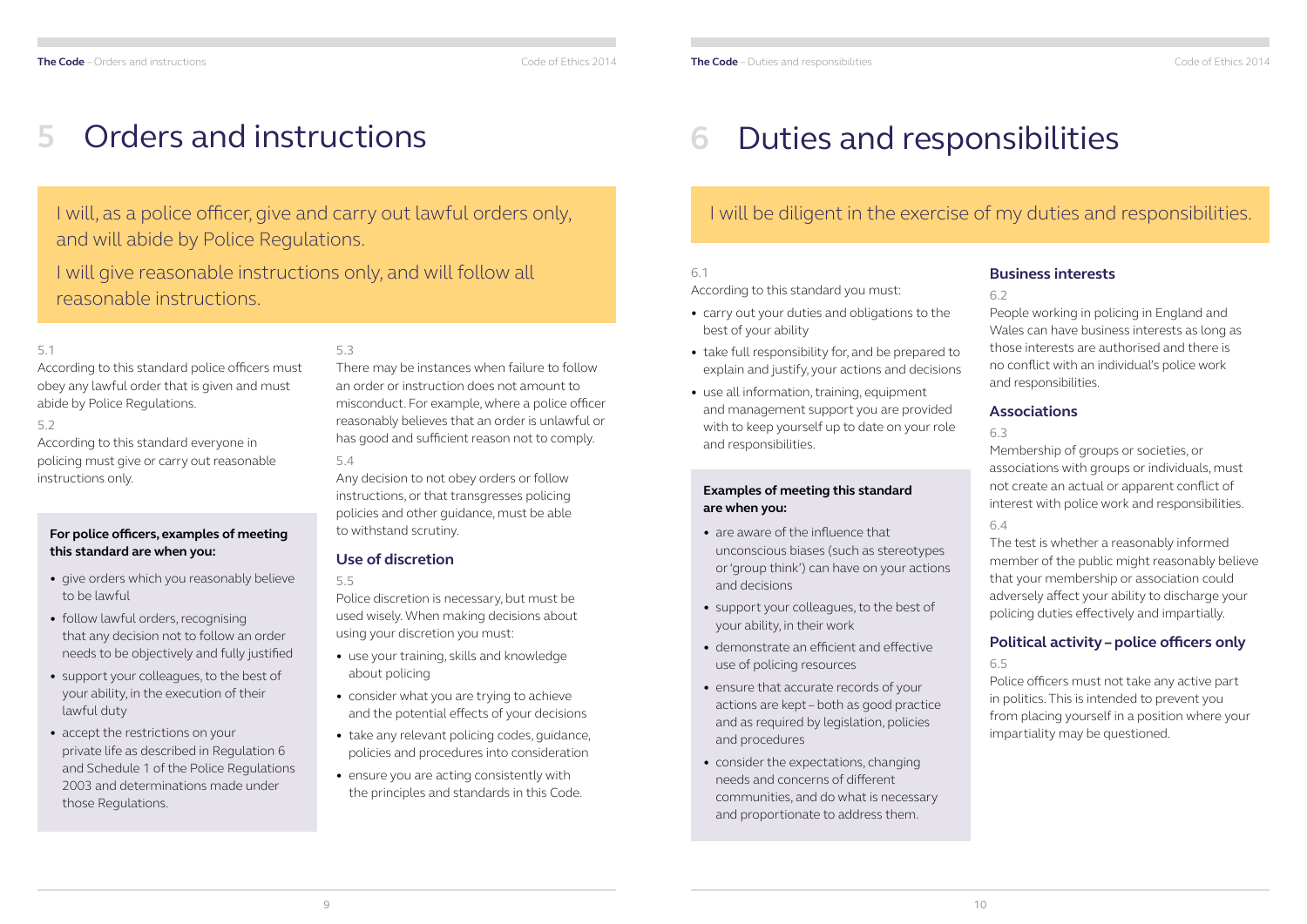# 5 Orders and instructions

I will, as a police officer, give and carry out lawful orders only, and will abide by Police Regulations.

I will give reasonable instructions only, and will follow all reasonable instructions.

5.1

According to this standard police officers must obey any lawful order that is given and must abide by Police Regulations.

5.2

According to this standard everyone in policing must give or carry out reasonable instructions only.

**For police officers, examples of meeting this standard are when you:**

- give orders which you reasonably believe to be lawful
- follow lawful orders, recognising that any decision not to follow an order needs to be objectively and fully justified
- support your colleagues, to the best of your ability, in the execution of their lawful duty
- accept the restrictions on your private life as described in Regulation 6 and Schedule 1 of the Police Regulations 2003 and determinations made under those Regulations.

5.3

There may be instances when failure to follow an order or instruction does not amount to misconduct. For example, where a police officer reasonably believes that an order is unlawful or has good and sufficient reason not to comply.

5.4

Any decision to not obey orders or follow instructions, or that transgresses policing policies and other guidance, must be able to withstand scrutiny.

## Use of discretion

5.5

Police discretion is necessary, but must be used wisely. When making decisions about using your discretion you must:

- use your training, skills and knowledge about policing
- consider what you are trying to achieve and the potential effects of your decisions
- take any relevant policing codes, guidance, policies and procedures into consideration
- ensure you are acting consistently with the principles and standards in this Code.

# 6 Duties and responsibilities

I will be diligent in the exercise of my duties and responsibilities.

6.1

According to this standard you must:

- carry out your duties and obligations to the best of your ability
- take full responsibility for, and be prepared to explain and justify, your actions and decisions
- use all information, training, equipment and management support you are provided with to keep yourself up to date on your role and responsibilities.

**Examples of meeting this standard are when you:**

- are aware of the influence that unconscious biases (such as stereotypes or 'group think') can have on your actions and decisions
- support your colleagues, to the best of your ability, in their work
- demonstrate an efficient and effective use of policing resources
- ensure that accurate records of your actions are kept – both as good practice and as required by legislation, policies and procedures
- consider the expectations, changing needs and concerns of different communities, and do what is necessary and proportionate to address them.

## Business interests

6.2

People working in policing in England and Wales can have business interests as long as those interests are authorised and there is no conflict with an individual's police work and responsibilities.

## Associations

6.3

Membership of groups or societies, or associations with groups or individuals, must not create an actual or apparent conflict of interest with police work and responsibilities.

6.4

The test is whether a reasonably informed member of the public might reasonably believe that your membership or association could adversely affect your ability to discharge your policing duties effectively and impartially.

## Political activity – police officers only

6.5

Police officers must not take any active part in politics. This is intended to prevent you from placing yourself in a position where your impartiality may be questioned.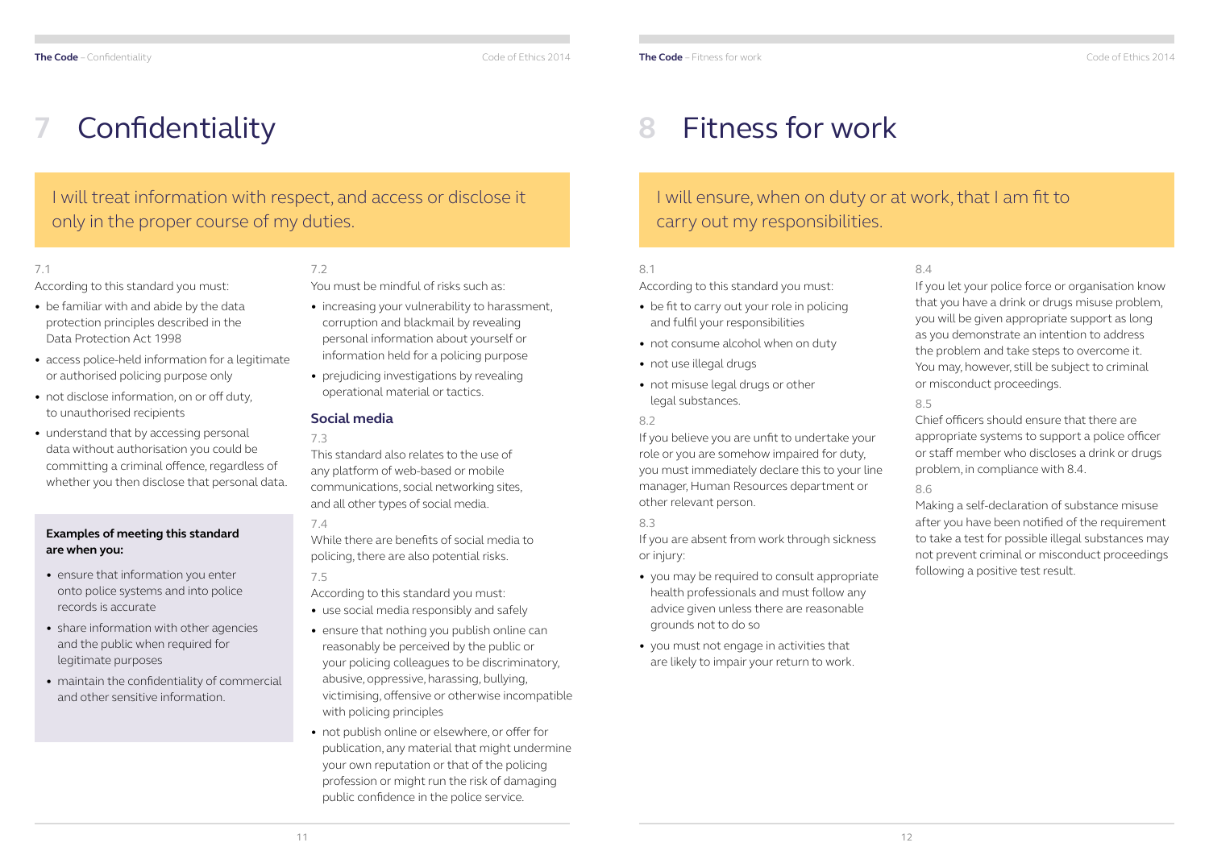# 7 Confidentiality

I will treat information with respect, and access or disclose it only in the proper course of my duties.

7.1

According to this standard you must:

- be familiar with and abide by the data protection principles described in the Data Protection Act 1998
- access police-held information for a legitimate or authorised policing purpose only
- not disclose information, on or off duty, to unauthorised recipients
- understand that by accessing personal data without authorisation you could be committing a criminal offence, regardless of whether you then disclose that personal data.

**Examples of meeting this standard are when you:**

- ensure that information you enter onto police systems and into police records is accurate
- share information with other agencies and the public when required for legitimate purposes
- maintain the confidentiality of commercial and other sensitive information.

7.2

You must be mindful of risks such as:

- increasing your vulnerability to harassment, corruption and blackmail by revealing personal information about yourself or information held for a policing purpose
- prejudicing investigations by revealing operational material or tactics.

## Social media

7.3

This standard also relates to the use of any platform of web-based or mobile communications, social networking sites, and all other types of social media.

7.4

While there are benefits of social media to policing, there are also potential risks.

7.5

According to this standard you must:

- use social media responsibly and safely
- ensure that nothing you publish online can reasonably be perceived by the public or your policing colleagues to be discriminatory, abusive, oppressive, harassing, bullying, victimising, offensive or otherwise incompatible with policing principles
- not publish online or elsewhere, or offer for publication, any material that might undermine your own reputation or that of the policing profession or might run the risk of damaging public confidence in the police service.

# 8 Fitness for work

I will ensure, when on duty or at work, that I am fit to carry out my responsibilities.

8.1

According to this standard you must:

- be fit to carry out your role in policing and fulfil your responsibilities
- not consume alcohol when on duty
- not use illegal drugs
- not misuse legal drugs or other legal substances.

8.2

If you believe you are unfit to undertake your role or you are somehow impaired for duty, you must immediately declare this to your line manager, Human Resources department or other relevant person.

8.3

If you are absent from work through sickness or injury:

- you may be required to consult appropriate health professionals and must follow any advice given unless there are reasonable grounds not to do so
- you must not engage in activities that are likely to impair your return to work.

8.4

If you let your police force or organisation know that you have a drink or drugs misuse problem, you will be given appropriate support as long as you demonstrate an intention to address the problem and take steps to overcome it. You may, however, still be subject to criminal or misconduct proceedings.

8.5

Chief officers should ensure that there are appropriate systems to support a police officer or staff member who discloses a drink or drugs problem, in compliance with 8.4.

8.6

Making a self-declaration of substance misuse after you have been notified of the requirement to take a test for possible illegal substances may not prevent criminal or misconduct proceedings following a positive test result.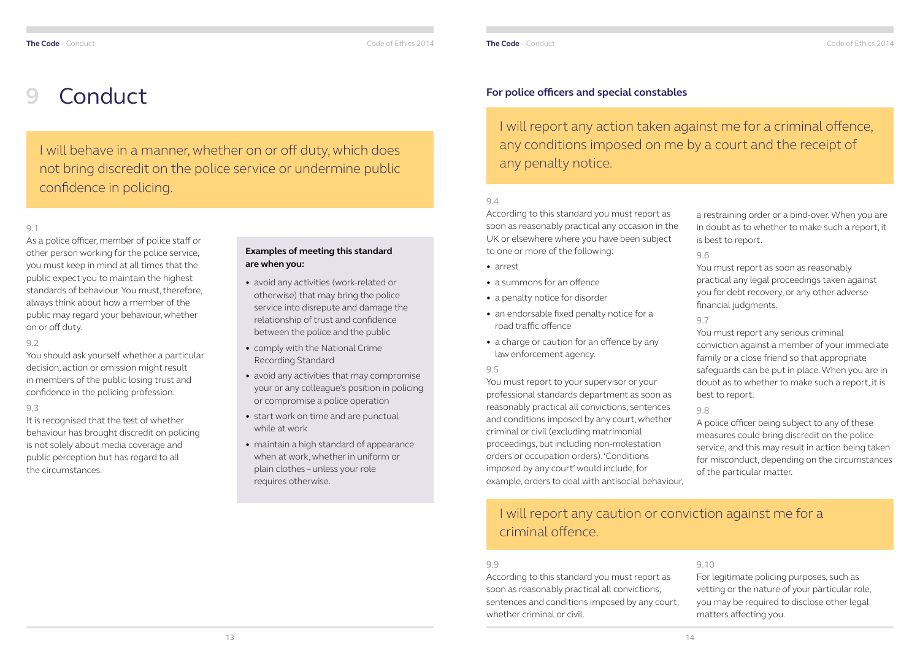# 9 Conduct

> I will behave in a manner, whether on or off duty, which does not bring discredit on the police service or undermine public confidence in policing.

9.1
As a police officer, member of police staff or other person working for the police service, you must keep in mind at all times that the public expect you to maintain the highest standards of behaviour. You must, therefore, always think about how a member of the public may regard your behaviour, whether on or off duty.

9.2
You should ask yourself whether a particular decision, action or omission might result in members of the public losing trust and confidence in the policing profession.

9.3
It is recognised that the test of whether behaviour has brought discredit on policing is not solely about media coverage and public perception but has regard to all the circumstances.

**Examples of meeting this standard are when you:**

- avoid any activities (work-related or otherwise) that may bring the police service into disrepute and damage the relationship of trust and confidence between the police and the public
- comply with the National Crime Recording Standard
- avoid any activities that may compromise your or any colleague's position in policing or compromise a police operation
- start work on time and are punctual while at work
- maintain a high standard of appearance when at work, whether in uniform or plain clothes – unless your role requires otherwise.

### For police officers and special constables

> I will report any action taken against me for a criminal offence, any conditions imposed on me by a court and the receipt of any penalty notice.

9.4
According to this standard you must report as soon as reasonably practical any occasion in the UK or elsewhere where you have been subject to one or more of the following:

- arrest
- a summons for an offence
- a penalty notice for disorder
- an endorsable fixed penalty notice for a road traffic offence
- a charge or caution for an offence by any law enforcement agency.

9.5
You must report to your supervisor or your professional standards department as soon as reasonably practical all convictions, sentences and conditions imposed by any court, whether criminal or civil (excluding matrimonial proceedings, but including non-molestation orders or occupation orders). 'Conditions imposed by any court' would include, for example, orders to deal with antisocial behaviour, a restraining order or a bind-over. When you are in doubt as to whether to make such a report, it is best to report.

9.6
You must report as soon as reasonably practical any legal proceedings taken against you for debt recovery, or any other adverse financial judgments.

9.7
You must report any serious criminal conviction against a member of your immediate family or a close friend so that appropriate safeguards can be put in place. When you are in doubt as to whether to make such a report, it is best to report.

9.8
A police officer being subject to any of these measures could bring discredit on the police service, and this may result in action being taken for misconduct, depending on the circumstances of the particular matter.

> I will report any caution or conviction against me for a criminal offence.

9.9
According to this standard you must report as soon as reasonably practical all convictions, sentences and conditions imposed by any court, whether criminal or civil.

9.10
For legitimate policing purposes, such as vetting or the nature of your particular role, you may be required to disclose other legal matters affecting you.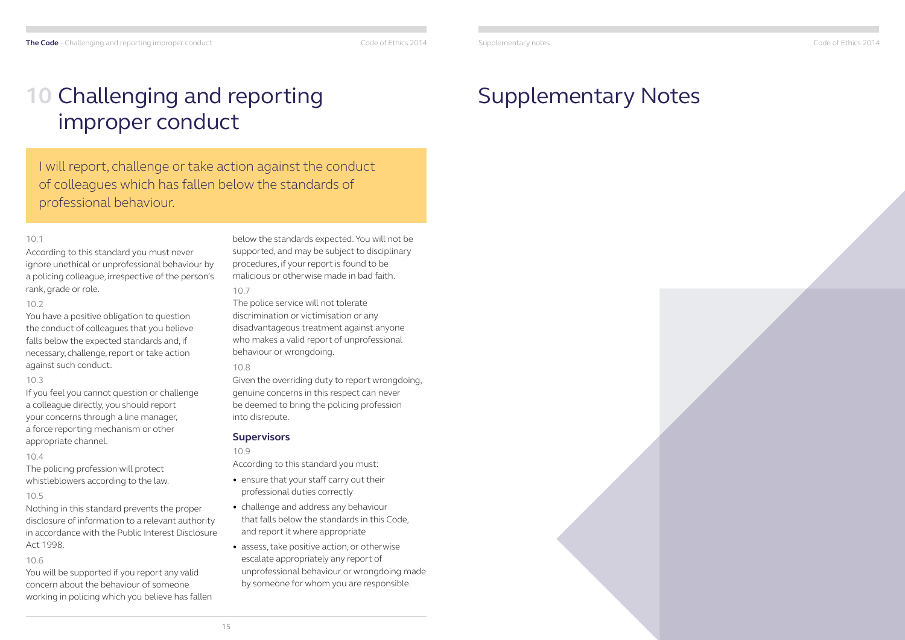# 10 Challenging and reporting improper conduct

I will report, challenge or take action against the conduct of colleagues which has fallen below the standards of professional behaviour.

10.1

According to this standard you must never ignore unethical or unprofessional behaviour by a policing colleague, irrespective of the person's rank, grade or role.

10.2

You have a positive obligation to question the conduct of colleagues that you believe falls below the expected standards and, if necessary, challenge, report or take action against such conduct.

10.3

If you feel you cannot question or challenge a colleague directly, you should report your concerns through a line manager, a force reporting mechanism or other appropriate channel.

10.4

The policing profession will protect whistleblowers according to the law.

10.5

Nothing in this standard prevents the proper disclosure of information to a relevant authority in accordance with the Public Interest Disclosure Act 1998.

10.6

You will be supported if you report any valid concern about the behaviour of someone working in policing which you believe has fallen below the standards expected. You will not be supported, and may be subject to disciplinary procedures, if your report is found to be malicious or otherwise made in bad faith.

10.7

The police service will not tolerate discrimination or victimisation or any disadvantageous treatment against anyone who makes a valid report of unprofessional behaviour or wrongdoing.

10.8

Given the overriding duty to report wrongdoing, genuine concerns in this respect can never be deemed to bring the policing profession into disrepute.

### Supervisors

10.9

According to this standard you must:

- ensure that your staff carry out their professional duties correctly
- challenge and address any behaviour that falls below the standards in this Code, and report it where appropriate
- assess, take positive action, or otherwise escalate appropriately any report of unprofessional behaviour or wrongdoing made by someone for whom you are responsible.

# Supplementary Notes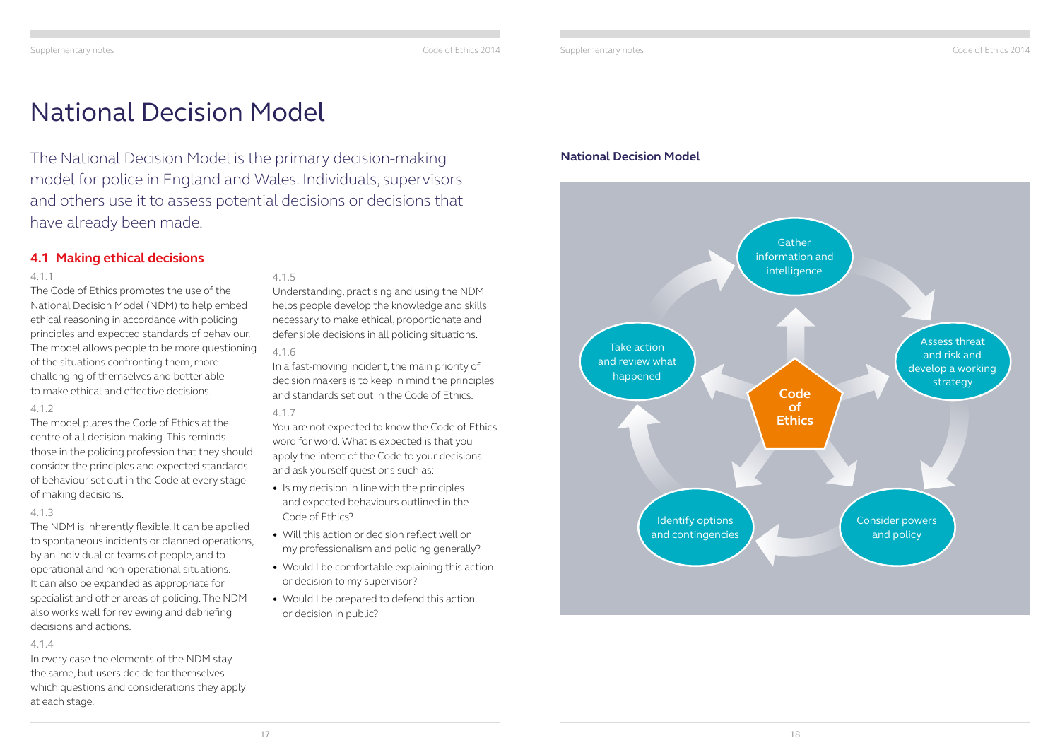# National Decision Model

The National Decision Model is the primary decision-making model for police in England and Wales. Individuals, supervisors and others use it to assess potential decisions or decisions that have already been made.

## 4.1 Making ethical decisions

4.1.1

The Code of Ethics promotes the use of the National Decision Model (NDM) to help embed ethical reasoning in accordance with policing principles and expected standards of behaviour. The model allows people to be more questioning of the situations confronting them, more challenging of themselves and better able to make ethical and effective decisions.

4.1.2

The model places the Code of Ethics at the centre of all decision making. This reminds those in the policing profession that they should consider the principles and expected standards of behaviour set out in the Code at every stage of making decisions.

4.1.3

The NDM is inherently flexible. It can be applied to spontaneous incidents or planned operations, by an individual or teams of people, and to operational and non-operational situations. It can also be expanded as appropriate for specialist and other areas of policing. The NDM also works well for reviewing and debriefing decisions and actions.

4.1.4

In every case the elements of the NDM stay the same, but users decide for themselves which questions and considerations they apply at each stage.

4.1.5

Understanding, practising and using the NDM helps people develop the knowledge and skills necessary to make ethical, proportionate and defensible decisions in all policing situations.

4.1.6

In a fast-moving incident, the main priority of decision makers is to keep in mind the principles and standards set out in the Code of Ethics.

4.1.7

You are not expected to know the Code of Ethics word for word. What is expected is that you apply the intent of the Code to your decisions and ask yourself questions such as:

- Is my decision in line with the principles and expected behaviours outlined in the Code of Ethics?
- Will this action or decision reflect well on my professionalism and policing generally?
- Would I be comfortable explaining this action or decision to my supervisor?
- Would I be prepared to defend this action or decision in public?

**National Decision Model**

Code of Ethics

Gather information and intelligence

Assess threat and risk and develop a working strategy

Consider powers and policy

Identify options and contingencies

Take action and review what happened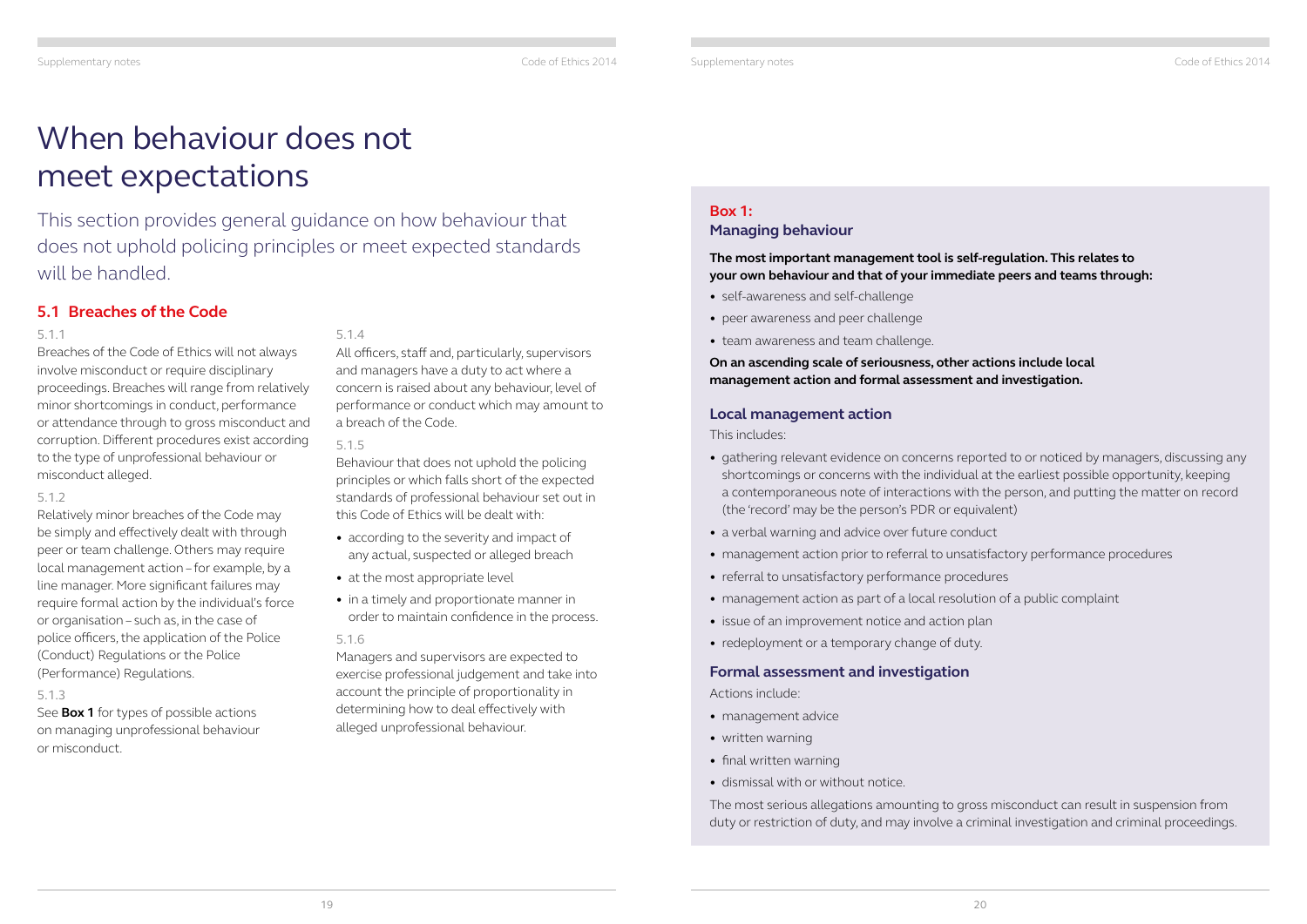# When behaviour does not meet expectations

This section provides general guidance on how behaviour that does not uphold policing principles or meet expected standards will be handled.

## 5.1 Breaches of the Code

5.1.1

Breaches of the Code of Ethics will not always involve misconduct or require disciplinary proceedings. Breaches will range from relatively minor shortcomings in conduct, performance or attendance through to gross misconduct and corruption. Different procedures exist according to the type of unprofessional behaviour or misconduct alleged.

5.1.2

Relatively minor breaches of the Code may be simply and effectively dealt with through peer or team challenge. Others may require local management action – for example, by a line manager. More significant failures may require formal action by the individual's force or organisation – such as, in the case of police officers, the application of the Police (Conduct) Regulations or the Police (Performance) Regulations.

5.1.3

See **Box 1** for types of possible actions on managing unprofessional behaviour or misconduct.

5.1.4

All officers, staff and, particularly, supervisors and managers have a duty to act where a concern is raised about any behaviour, level of performance or conduct which may amount to a breach of the Code.

5.1.5

Behaviour that does not uphold the policing principles or which falls short of the expected standards of professional behaviour set out in this Code of Ethics will be dealt with:

- according to the severity and impact of any actual, suspected or alleged breach
- at the most appropriate level
- in a timely and proportionate manner in order to maintain confidence in the process.

5.1.6

Managers and supervisors are expected to exercise professional judgement and take into account the principle of proportionality in determining how to deal effectively with alleged unprofessional behaviour.

### Box 1: Managing behaviour

**The most important management tool is self-regulation. This relates to your own behaviour and that of your immediate peers and teams through:**

- self-awareness and self-challenge
- peer awareness and peer challenge
- team awareness and team challenge.

**On an ascending scale of seriousness, other actions include local management action and formal assessment and investigation.**

#### Local management action

This includes:

- gathering relevant evidence on concerns reported to or noticed by managers, discussing any shortcomings or concerns with the individual at the earliest possible opportunity, keeping a contemporaneous note of interactions with the person, and putting the matter on record (the 'record' may be the person's PDR or equivalent)
- a verbal warning and advice over future conduct
- management action prior to referral to unsatisfactory performance procedures
- referral to unsatisfactory performance procedures
- management action as part of a local resolution of a public complaint
- issue of an improvement notice and action plan
- redeployment or a temporary change of duty.

#### Formal assessment and investigation

Actions include:

- management advice
- written warning
- final written warning
- dismissal with or without notice.

The most serious allegations amounting to gross misconduct can result in suspension from duty or restriction of duty, and may involve a criminal investigation and criminal proceedings.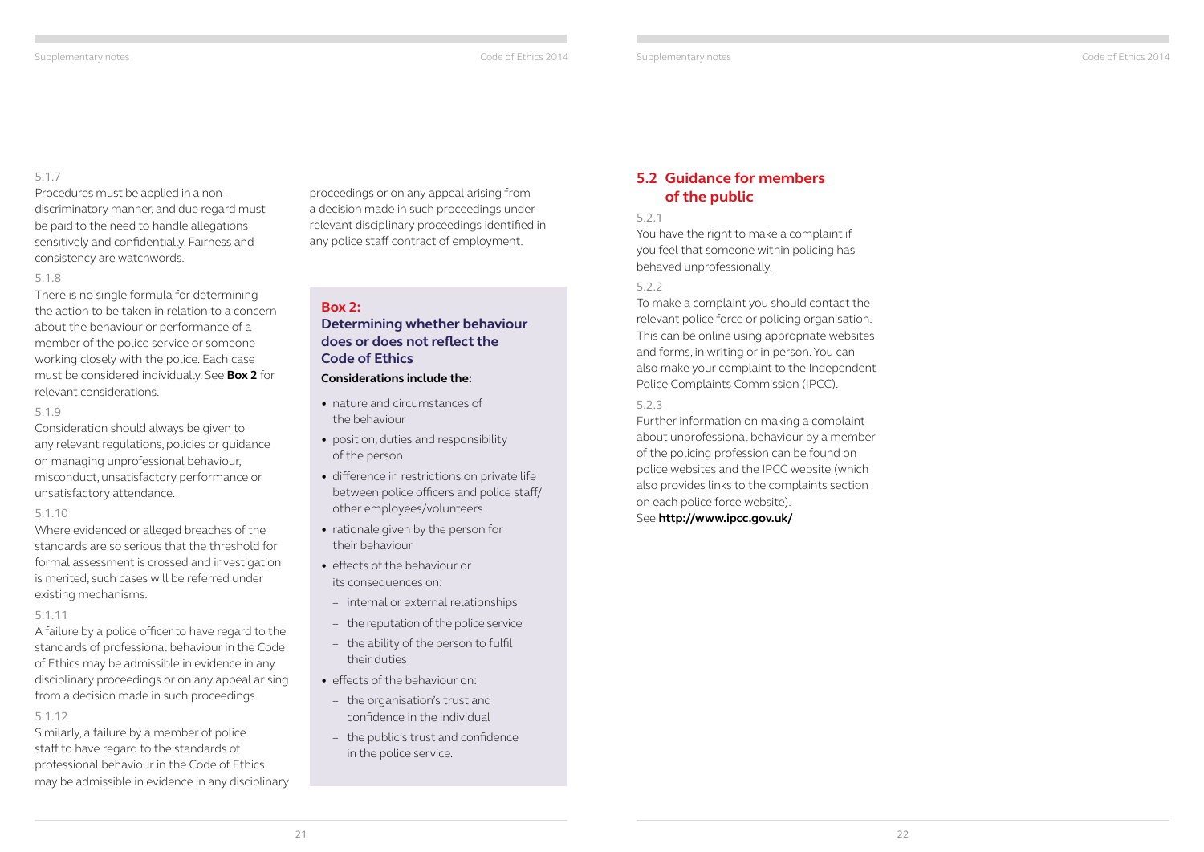5.1.7

Procedures must be applied in a non-discriminatory manner, and due regard must be paid to the need to handle allegations sensitively and confidentially. Fairness and consistency are watchwords.

5.1.8

There is no single formula for determining the action to be taken in relation to a concern about the behaviour or performance of a member of the police service or someone working closely with the police. Each case must be considered individually. See **Box 2** for relevant considerations.

5.1.9

Consideration should always be given to any relevant regulations, policies or guidance on managing unprofessional behaviour, misconduct, unsatisfactory performance or unsatisfactory attendance.

5.1.10

Where evidenced or alleged breaches of the standards are so serious that the threshold for formal assessment is crossed and investigation is merited, such cases will be referred under existing mechanisms.

5.1.11

A failure by a police officer to have regard to the standards of professional behaviour in the Code of Ethics may be admissible in evidence in any disciplinary proceedings or on any appeal arising from a decision made in such proceedings.

5.1.12

Similarly, a failure by a member of police staff to have regard to the standards of professional behaviour in the Code of Ethics may be admissible in evidence in any disciplinary proceedings or on any appeal arising from a decision made in such proceedings under relevant disciplinary proceedings identified in any police staff contract of employment.

**Box 2:**

**Determining whether behaviour does or does not reflect the Code of Ethics**

**Considerations include the:**

- nature and circumstances of the behaviour
- position, duties and responsibility of the person
- difference in restrictions on private life between police officers and police staff/ other employees/volunteers
- rationale given by the person for their behaviour
- effects of the behaviour or its consequences on:
  - internal or external relationships
  - the reputation of the police service
  - the ability of the person to fulfil their duties
- effects of the behaviour on:
  - the organisation's trust and confidence in the individual
  - the public's trust and confidence in the police service.

## 5.2 Guidance for members of the public

5.2.1

You have the right to make a complaint if you feel that someone within policing has behaved unprofessionally.

5.2.2

To make a complaint you should contact the relevant police force or policing organisation. This can be online using appropriate websites and forms, in writing or in person. You can also make your complaint to the Independent Police Complaints Commission (IPCC).

5.2.3

Further information on making a complaint about unprofessional behaviour by a member of the policing profession can be found on police websites and the IPCC website (which also provides links to the complaints section on each police force website).
See **http://www.ipcc.gov.uk/**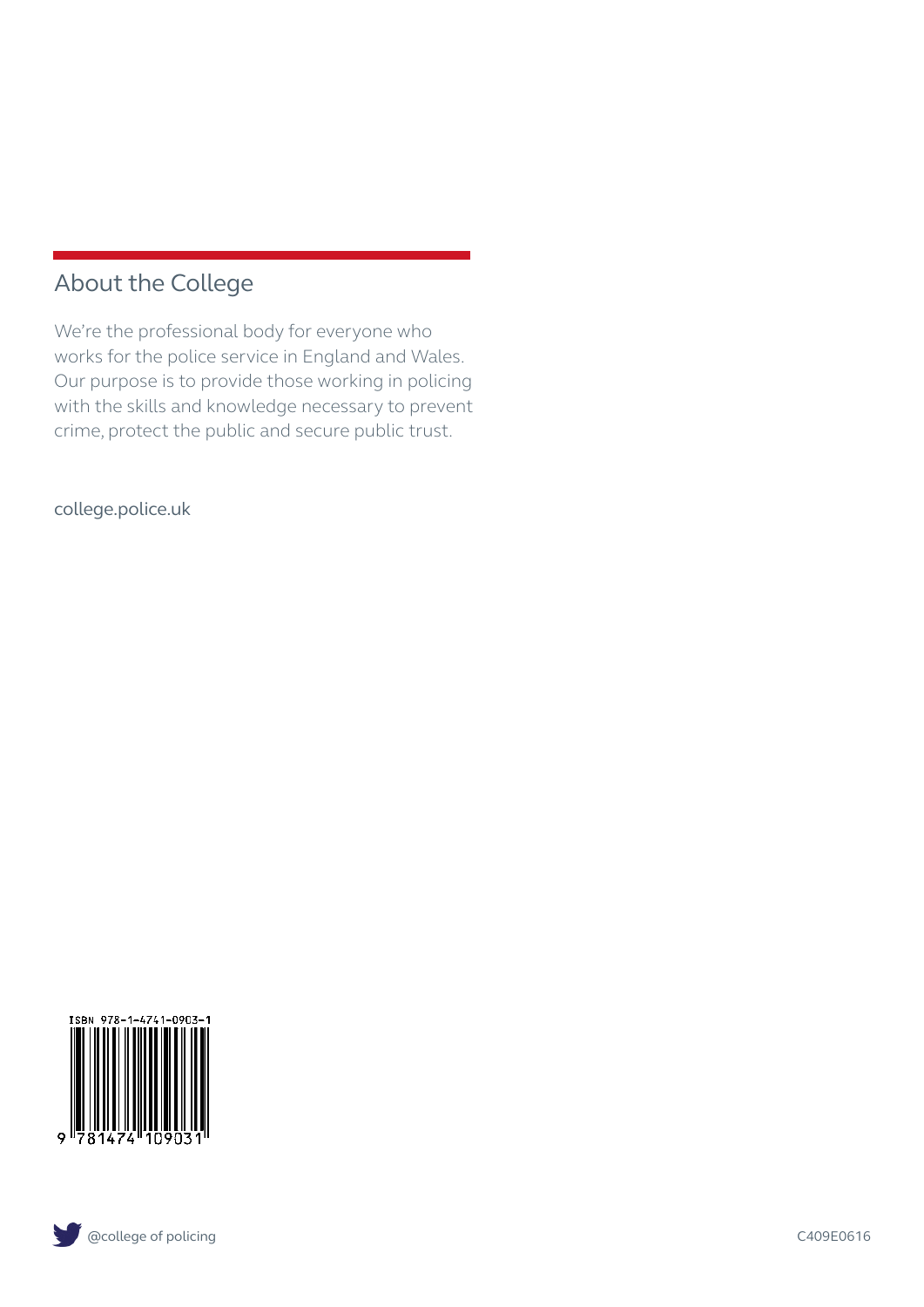## About the College

We're the professional body for everyone who works for the police service in England and Wales. Our purpose is to provide those working in policing with the skills and knowledge necessary to prevent crime, protect the public and secure public trust.

college.police.uk

ISBN 978-1-4741-0903-1

9 781474 109031

@college of policing

C409E0616